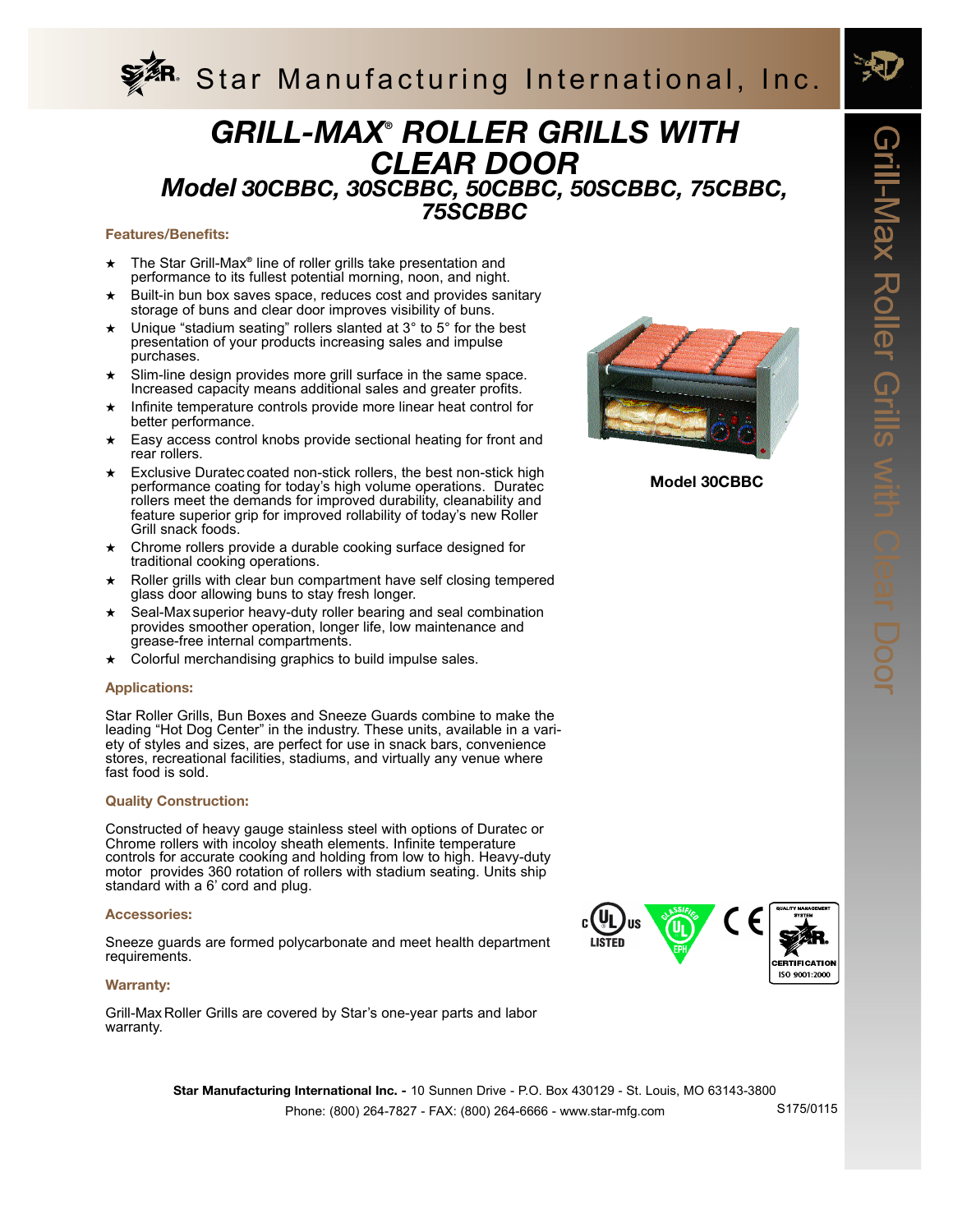Star Manufacturing International, Inc.

# GRILL-MAX® ROLLER GRILLS WITH CLEAR DOOR

## Model 30CBBC, 30SCBBC, 50CBBC, 50SCBBC, 75CBBC, 75SCBBC

### Features/Benefits:

- ★ The Star Grill-Max® line of roller grills take presentation and performance to its fullest potential morning, noon, and night.
- ★ Built-in bun box saves space, reduces cost and provides sanitary storage of buns and clear door improves visibility of buns.
- ★ Unique "stadium seating" rollers slanted at 3° to 5° for the best presentation of your products increasing sales and impulse purchases.
- ★ Slim-line design provides more grill surface in the same space. Increased capacity means additional sales and greater profits.
- ★ Infinite temperature controls provide more linear heat control for better performance.
- ★ Easy access control knobs provide sectional heating for front and rear rollers.
- ★ Exclusive Duratec coated non-stick rollers, the best non-stick high performance coating for today's high volume operations. Duratec rollers meet the demands for improved durability, cleanability and feature superior grip for improved rollability of today's new Roller Grill snack foods.
- ★ Chrome rollers provide a durable cooking surface designed for traditional cooking operations.
- ★ Roller grills with clear bun compartment have self closing tempered glass door allowing buns to stay fresh longer.
- ★ Seal-Max superior heavy-duty roller bearing and seal combination provides smoother operation, longer life, low maintenance and grease-free internal compartments.
- ★ Colorful merchandising graphics to build impulse sales.

Model 30CBBC

### Applications:

Star Roller Grills, Bun Boxes and Sneeze Guards combine to make the leading "Hot Dog Center" in the industry. These units, available in a variety of styles and sizes, are perfect for use in snack bars, convenience stores, recreational facilities, stadiums, and virtually any venue where fast food is sold.

### Quality Construction:

Constructed of heavy gauge stainless steel with options of Duratec or Chrome rollers with incoloy sheath elements. Infinite temperature controls for accurate cooking and holding from low to high. Heavy-duty motor provides 360 rotation of rollers with stadium seating. Units ship standard with a 6' cord and plug.

### Accessories:

Sneeze guards are formed polycarbonate and meet health department requirements.

### Warranty:

Grill-Max Roller Grills are covered by Star's one-year parts and labor warranty.

c UL us LISTED · CLASSIFIED UL EPH · CE · QUALITY MANAGEMENT SYSTEM STAR CERTIFICATION ISO 9001:2000

**Star Manufacturing International Inc. -** 10 Sunnen Drive - P.O. Box 430129 - St. Louis, MO 63143-3800
Phone: (800) 264-7827 - FAX: (800) 264-6666 - www.star-mfg.com

S175/0115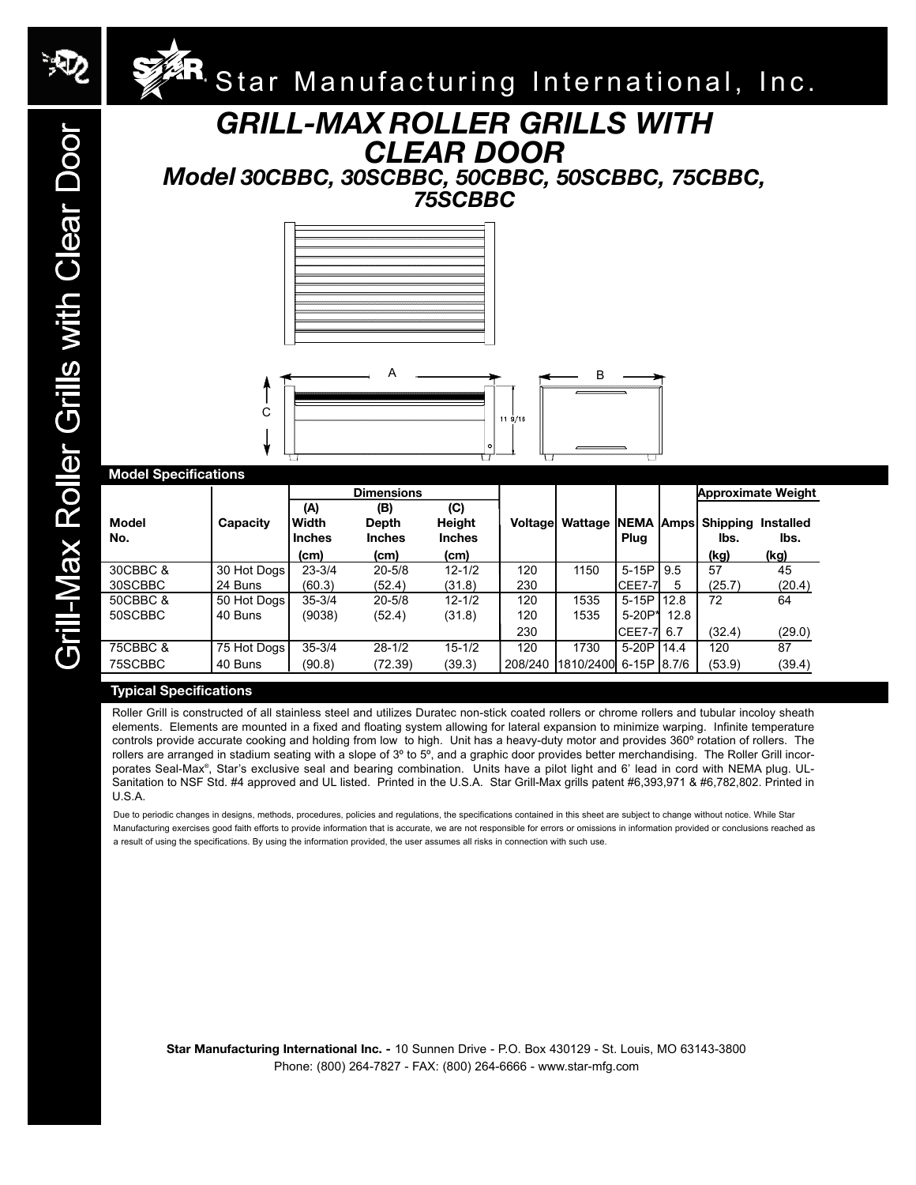# GRILL-MAX ROLLER GRILLS WITH CLEAR DOOR

## *Model 30CBBC, 30SCBBC, 50CBBC, 50SCBBC, 75CBBC, 75SCBBC*

A

B

C

11 9/16

### Model Specifications

| Model No. | Capacity | Dimensions (A) Width Inches (cm) | (B) Depth Inches (cm) | (C) Height Inches (cm) | Voltage | Wattage | NEMA Plug | Amps | Approximate Weight Shipping lbs. (kg) | Installed lbs. (kg) |
|---|---|---|---|---|---|---|---|---|---|---|
| 30CBBC & | 30 Hot Dogs | 23-3/4 | 20-5/8 | 12-1/2 | 120 | 1150 | 5-15P | 9.5 | 57 | 45 |
| 30SCBBC | 24 Buns | (60.3) | (52.4) | (31.8) | 230 | | CEE7-7 | 5 | (25.7) | (20.4) |
| 50CBBC & | 50 Hot Dogs | 35-3/4 | 20-5/8 | 12-1/2 | 120 | 1535 | 5-15P | 12.8 | 72 | 64 |
| 50SCBBC | 40 Buns | (9038) | (52.4) | (31.8) | 120 | 1535 | 5-20P* | 12.8 | | |
| | | | | | 230 | | CEE7-7 | 6.7 | (32.4) | (29.0) |
| 75CBBC & | 75 Hot Dogs | 35-3/4 | 28-1/2 | 15-1/2 | 120 | 1730 | 5-20P | 14.4 | 120 | 87 |
| 75SCBBC | 40 Buns | (90.8) | (72.39) | (39.3) | 208/240 | 1810/2400 | 6-15P | 8.7/6 | (53.9) | (39.4) |

### Typical Specifications

Roller Grill is constructed of all stainless steel and utilizes Duratec non-stick coated rollers or chrome rollers and tubular incoloy sheath elements. Elements are mounted in a fixed and floating system allowing for lateral expansion to minimize warping. Infinite temperature controls provide accurate cooking and holding from low to high. Unit has a heavy-duty motor and provides 360º rotation of rollers. The rollers are arranged in stadium seating with a slope of 3º to 5º, and a graphic door provides better merchandising. The Roller Grill incorporates Seal-Max®, Star's exclusive seal and bearing combination. Units have a pilot light and 6' lead in cord with NEMA plug. UL-Sanitation to NSF Std. #4 approved and UL listed. Printed in the U.S.A. Star Grill-Max grills patent #6,393,971 & #6,782,802. Printed in U.S.A.

Due to periodic changes in designs, methods, procedures, policies and regulations, the specifications contained in this sheet are subject to change without notice. While Star Manufacturing exercises good faith efforts to provide information that is accurate, we are not responsible for errors or omissions in information provided or conclusions reached as a result of using the specifications. By using the information provided, the user assumes all risks in connection with such use.

**Star Manufacturing International Inc. -** 10 Sunnen Drive - P.O. Box 430129 - St. Louis, MO 63143-3800
Phone: (800) 264-7827 - FAX: (800) 264-6666 - www.star-mfg.com